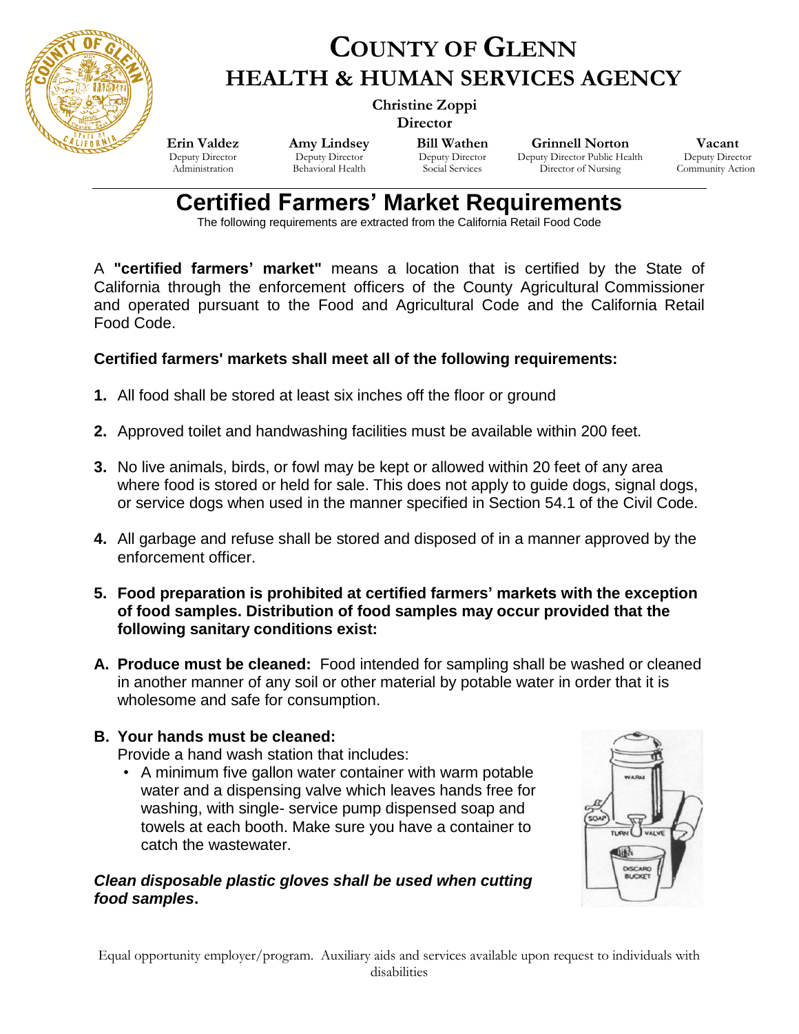# COUNTY OF GLENN
# HEALTH & HUMAN SERVICES AGENCY

**Christine Zoppi**
**Director**

| **Erin Valdez** | **Amy Lindsey** | **Bill Wathen** | **Grinnell Norton** | **Vacant** |
|---|---|---|---|---|
| Deputy Director | Deputy Director | Deputy Director | Deputy Director Public Health | Deputy Director |
| Administration | Behavioral Health | Social Services | Director of Nursing | Community Action |

## Certified Farmers' Market Requirements

The following requirements are extracted from the California Retail Food Code

A **"certified farmers' market"** means a location that is certified by the State of California through the enforcement officers of the County Agricultural Commissioner and operated pursuant to the Food and Agricultural Code and the California Retail Food Code.

**Certified farmers' markets shall meet all of the following requirements:**

**1.** All food shall be stored at least six inches off the floor or ground

**2.** Approved toilet and handwashing facilities must be available within 200 feet.

**3.** No live animals, birds, or fowl may be kept or allowed within 20 feet of any area where food is stored or held for sale. This does not apply to guide dogs, signal dogs, or service dogs when used in the manner specified in Section 54.1 of the Civil Code.

**4.** All garbage and refuse shall be stored and disposed of in a manner approved by the enforcement officer.

**5. Food preparation is prohibited at certified farmers' markets with the exception of food samples. Distribution of food samples may occur provided that the following sanitary conditions exist:**

**A. Produce must be cleaned:** Food intended for sampling shall be washed or cleaned in another manner of any soil or other material by potable water in order that it is wholesome and safe for consumption.

**B. Your hands must be cleaned:**
Provide a hand wash station that includes:

- A minimum five gallon water container with warm potable water and a dispensing valve which leaves hands free for washing, with single- service pump dispensed soap and towels at each booth. Make sure you have a container to catch the wastewater.

***Clean disposable plastic gloves shall be used when cutting food samples*.**

Equal opportunity employer/program. Auxiliary aids and services available upon request to individuals with disabilities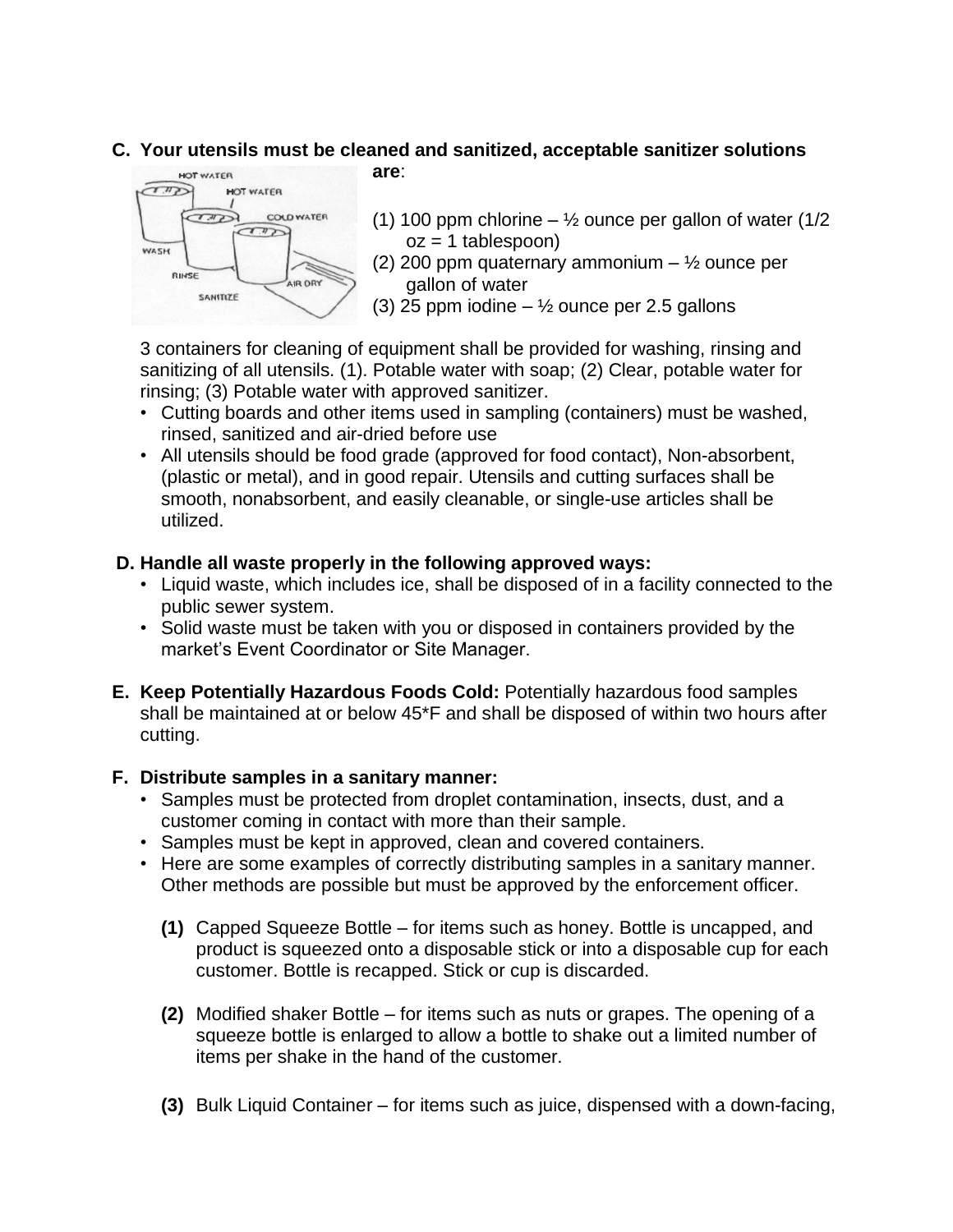**C. Your utensils must be cleaned and sanitized, acceptable sanitizer solutions are**:

(1) 100 ppm chlorine – ½ ounce per gallon of water (1/2 oz = 1 tablespoon)
(2) 200 ppm quaternary ammonium – ½ ounce per gallon of water
(3) 25 ppm iodine – ½ ounce per 2.5 gallons

3 containers for cleaning of equipment shall be provided for washing, rinsing and sanitizing of all utensils. (1). Potable water with soap; (2) Clear, potable water for rinsing; (3) Potable water with approved sanitizer.

- Cutting boards and other items used in sampling (containers) must be washed, rinsed, sanitized and air-dried before use
- All utensils should be food grade (approved for food contact), Non-absorbent, (plastic or metal), and in good repair. Utensils and cutting surfaces shall be smooth, nonabsorbent, and easily cleanable, or single-use articles shall be utilized.

**D. Handle all waste properly in the following approved ways:**

- Liquid waste, which includes ice, shall be disposed of in a facility connected to the public sewer system.
- Solid waste must be taken with you or disposed in containers provided by the market's Event Coordinator or Site Manager.

**E. Keep Potentially Hazardous Foods Cold:** Potentially hazardous food samples shall be maintained at or below 45*F and shall be disposed of within two hours after cutting.

**F. Distribute samples in a sanitary manner:**

- Samples must be protected from droplet contamination, insects, dust, and a customer coming in contact with more than their sample.
- Samples must be kept in approved, clean and covered containers.
- Here are some examples of correctly distributing samples in a sanitary manner. Other methods are possible but must be approved by the enforcement officer.

**(1)** Capped Squeeze Bottle – for items such as honey. Bottle is uncapped, and product is squeezed onto a disposable stick or into a disposable cup for each customer. Bottle is recapped. Stick or cup is discarded.

**(2)** Modified shaker Bottle – for items such as nuts or grapes. The opening of a squeeze bottle is enlarged to allow a bottle to shake out a limited number of items per shake in the hand of the customer.

**(3)** Bulk Liquid Container – for items such as juice, dispensed with a down-facing,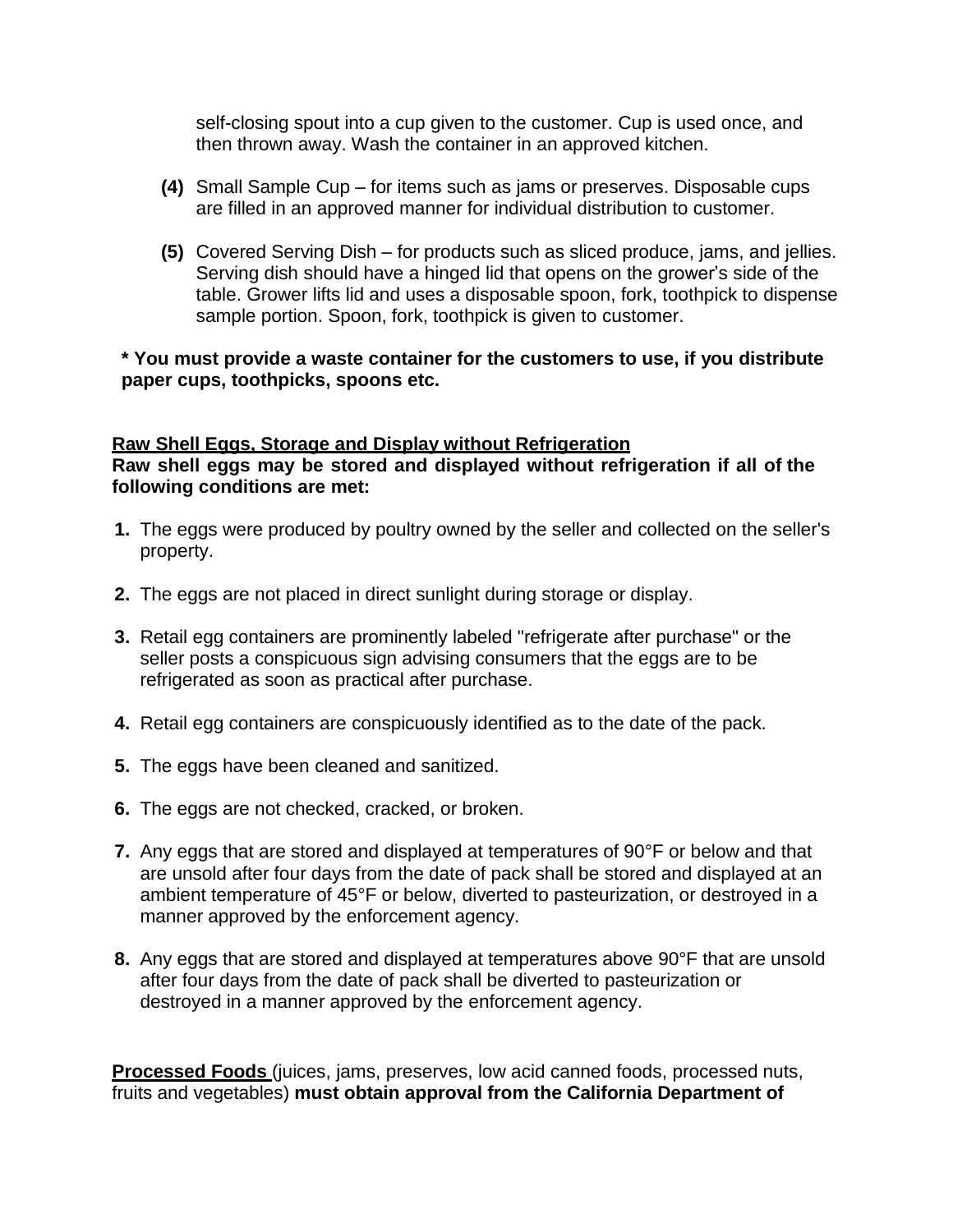self-closing spout into a cup given to the customer. Cup is used once, and then thrown away. Wash the container in an approved kitchen.

**(4)** Small Sample Cup – for items such as jams or preserves. Disposable cups are filled in an approved manner for individual distribution to customer.

**(5)** Covered Serving Dish – for products such as sliced produce, jams, and jellies. Serving dish should have a hinged lid that opens on the grower's side of the table. Grower lifts lid and uses a disposable spoon, fork, toothpick to dispense sample portion. Spoon, fork, toothpick is given to customer.

**\* You must provide a waste container for the customers to use, if you distribute paper cups, toothpicks, spoons etc.**

**<u>Raw Shell Eggs, Storage and Display without Refrigeration</u>**
**Raw shell eggs may be stored and displayed without refrigeration if all of the following conditions are met:**

1. The eggs were produced by poultry owned by the seller and collected on the seller's property.
2. The eggs are not placed in direct sunlight during storage or display.
3. Retail egg containers are prominently labeled "refrigerate after purchase" or the seller posts a conspicuous sign advising consumers that the eggs are to be refrigerated as soon as practical after purchase.
4. Retail egg containers are conspicuously identified as to the date of the pack.
5. The eggs have been cleaned and sanitized.
6. The eggs are not checked, cracked, or broken.
7. Any eggs that are stored and displayed at temperatures of 90°F or below and that are unsold after four days from the date of pack shall be stored and displayed at an ambient temperature of 45°F or below, diverted to pasteurization, or destroyed in a manner approved by the enforcement agency.
8. Any eggs that are stored and displayed at temperatures above 90°F that are unsold after four days from the date of pack shall be diverted to pasteurization or destroyed in a manner approved by the enforcement agency.

**<u>Processed Foods</u>** (juices, jams, preserves, low acid canned foods, processed nuts, fruits and vegetables) **must obtain approval from the California Department of**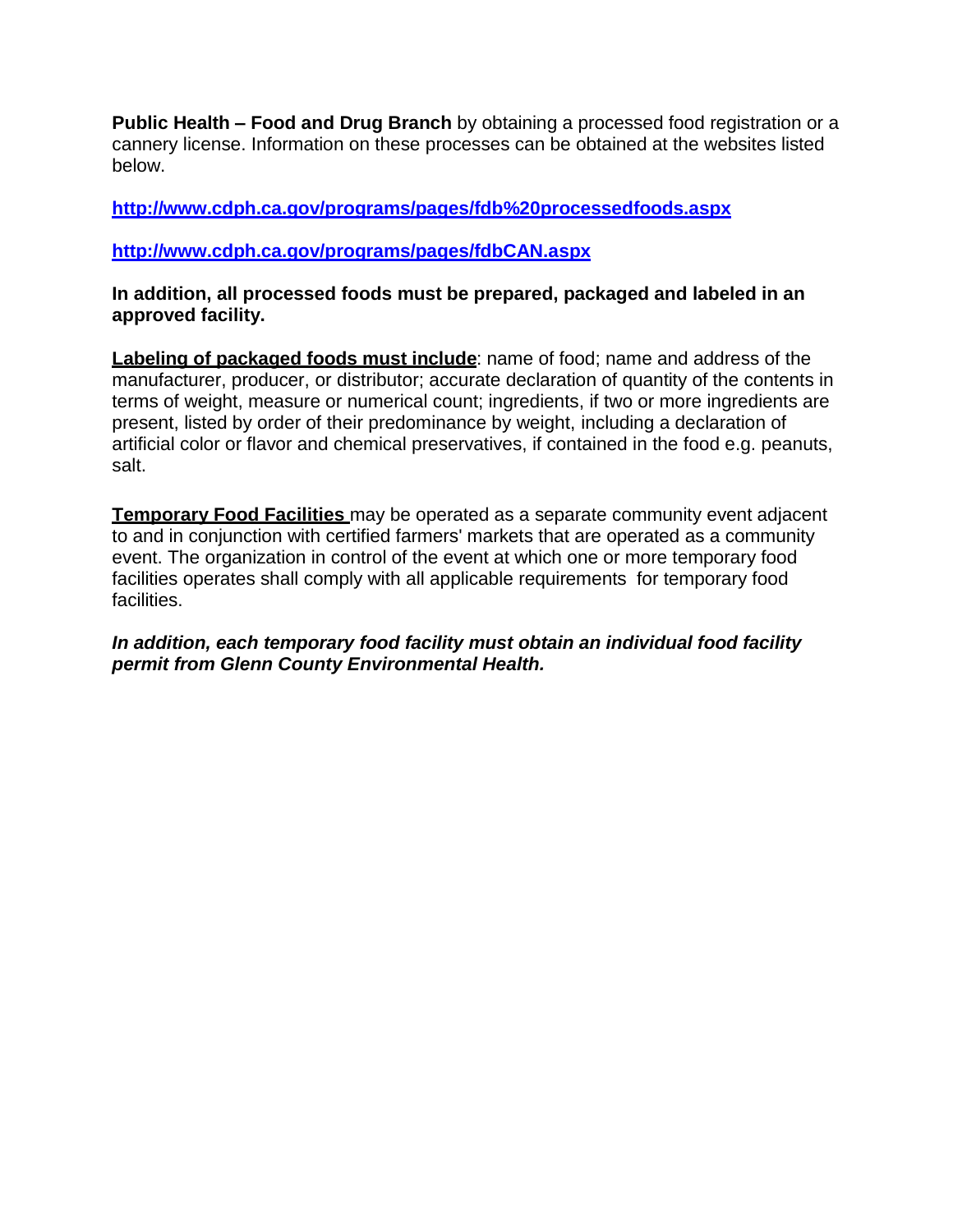**Public Health – Food and Drug Branch** by obtaining a processed food registration or a cannery license. Information on these processes can be obtained at the websites listed below.

[http://www.cdph.ca.gov/programs/pages/fdb%20processedfoods.aspx](http://www.cdph.ca.gov/programs/pages/fdb%20processedfoods.aspx)

[http://www.cdph.ca.gov/programs/pages/fdbCAN.aspx](http://www.cdph.ca.gov/programs/pages/fdbCAN.aspx)

**In addition, all processed foods must be prepared, packaged and labeled in an approved facility.**

**Labeling of packaged foods must include**: name of food; name and address of the manufacturer, producer, or distributor; accurate declaration of quantity of the contents in terms of weight, measure or numerical count; ingredients, if two or more ingredients are present, listed by order of their predominance by weight, including a declaration of artificial color or flavor and chemical preservatives, if contained in the food e.g. peanuts, salt.

**Temporary Food Facilities** may be operated as a separate community event adjacent to and in conjunction with certified farmers' markets that are operated as a community event. The organization in control of the event at which one or more temporary food facilities operates shall comply with all applicable requirements for temporary food facilities.

***In addition, each temporary food facility must obtain an individual food facility permit from Glenn County Environmental Health.***